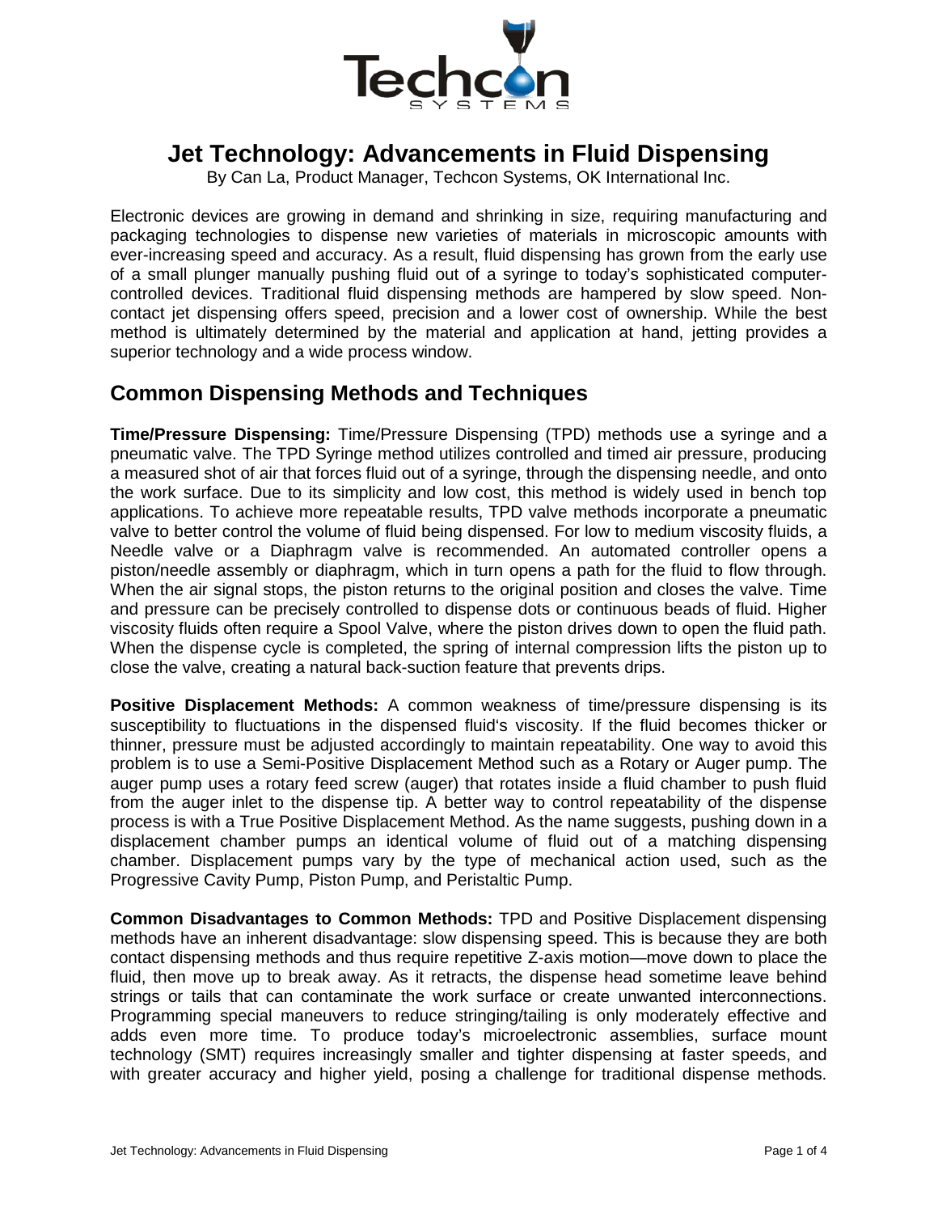# Jet Technology: Advancements in Fluid Dispensing

By Can La, Product Manager, Techcon Systems, OK International Inc.

Electronic devices are growing in demand and shrinking in size, requiring manufacturing and packaging technologies to dispense new varieties of materials in microscopic amounts with ever-increasing speed and accuracy. As a result, fluid dispensing has grown from the early use of a small plunger manually pushing fluid out of a syringe to today's sophisticated computer-controlled devices. Traditional fluid dispensing methods are hampered by slow speed. Non-contact jet dispensing offers speed, precision and a lower cost of ownership. While the best method is ultimately determined by the material and application at hand, jetting provides a superior technology and a wide process window.

## Common Dispensing Methods and Techniques

**Time/Pressure Dispensing:** Time/Pressure Dispensing (TPD) methods use a syringe and a pneumatic valve. The TPD Syringe method utilizes controlled and timed air pressure, producing a measured shot of air that forces fluid out of a syringe, through the dispensing needle, and onto the work surface. Due to its simplicity and low cost, this method is widely used in bench top applications. To achieve more repeatable results, TPD valve methods incorporate a pneumatic valve to better control the volume of fluid being dispensed. For low to medium viscosity fluids, a Needle valve or a Diaphragm valve is recommended. An automated controller opens a piston/needle assembly or diaphragm, which in turn opens a path for the fluid to flow through. When the air signal stops, the piston returns to the original position and closes the valve. Time and pressure can be precisely controlled to dispense dots or continuous beads of fluid. Higher viscosity fluids often require a Spool Valve, where the piston drives down to open the fluid path. When the dispense cycle is completed, the spring of internal compression lifts the piston up to close the valve, creating a natural back-suction feature that prevents drips.

**Positive Displacement Methods:** A common weakness of time/pressure dispensing is its susceptibility to fluctuations in the dispensed fluid's viscosity. If the fluid becomes thicker or thinner, pressure must be adjusted accordingly to maintain repeatability. One way to avoid this problem is to use a Semi-Positive Displacement Method such as a Rotary or Auger pump. The auger pump uses a rotary feed screw (auger) that rotates inside a fluid chamber to push fluid from the auger inlet to the dispense tip. A better way to control repeatability of the dispense process is with a True Positive Displacement Method. As the name suggests, pushing down in a displacement chamber pumps an identical volume of fluid out of a matching dispensing chamber. Displacement pumps vary by the type of mechanical action used, such as the Progressive Cavity Pump, Piston Pump, and Peristaltic Pump.

**Common Disadvantages to Common Methods:** TPD and Positive Displacement dispensing methods have an inherent disadvantage: slow dispensing speed. This is because they are both contact dispensing methods and thus require repetitive Z-axis motion—move down to place the fluid, then move up to break away. As it retracts, the dispense head sometime leave behind strings or tails that can contaminate the work surface or create unwanted interconnections. Programming special maneuvers to reduce stringing/tailing is only moderately effective and adds even more time. To produce today's microelectronic assemblies, surface mount technology (SMT) requires increasingly smaller and tighter dispensing at faster speeds, and with greater accuracy and higher yield, posing a challenge for traditional dispense methods.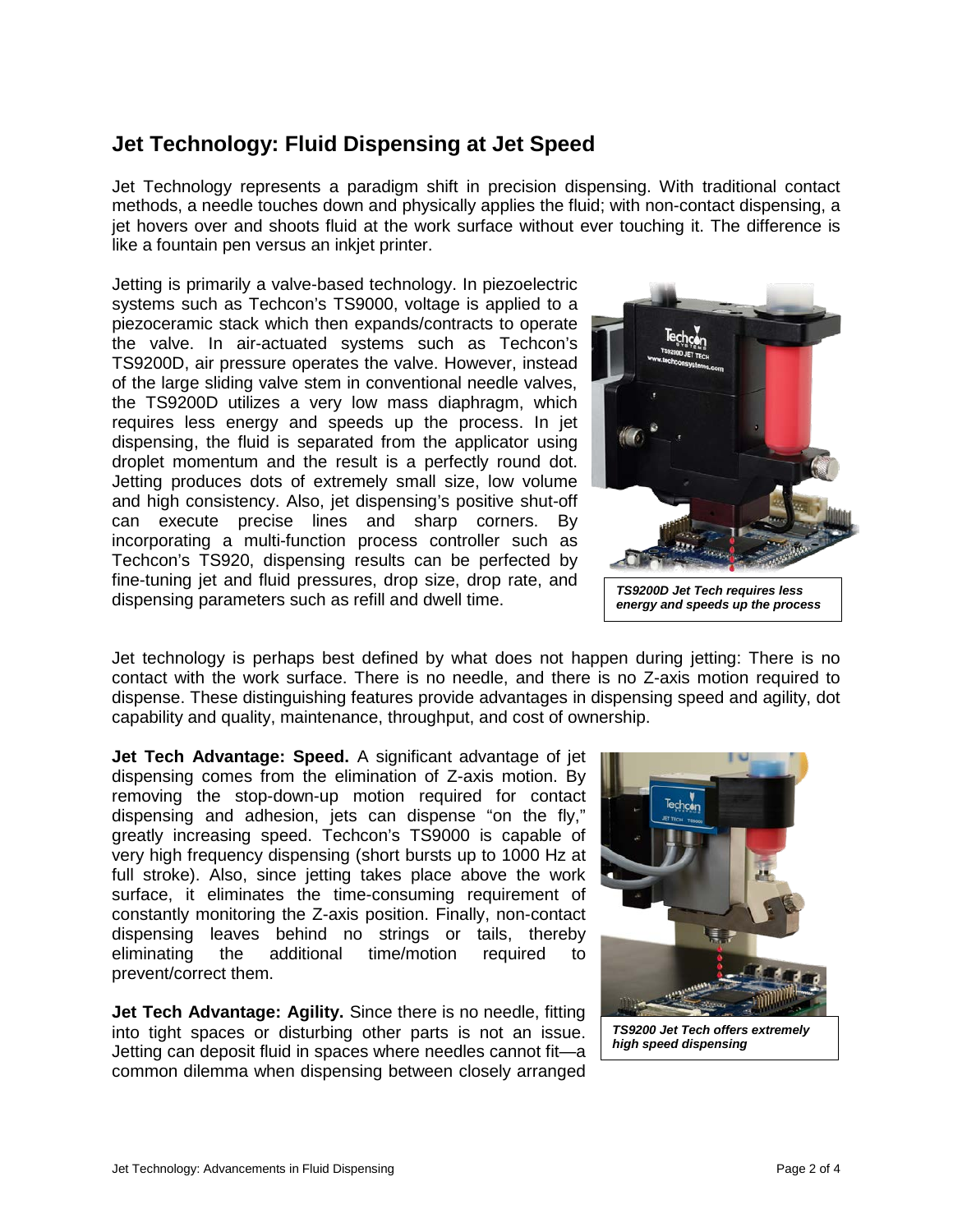## Jet Technology: Fluid Dispensing at Jet Speed

Jet Technology represents a paradigm shift in precision dispensing. With traditional contact methods, a needle touches down and physically applies the fluid; with non-contact dispensing, a jet hovers over and shoots fluid at the work surface without ever touching it. The difference is like a fountain pen versus an inkjet printer.

Jetting is primarily a valve-based technology. In piezoelectric systems such as Techcon's TS9000, voltage is applied to a piezoceramic stack which then expands/contracts to operate the valve. In air-actuated systems such as Techcon's TS9200D, air pressure operates the valve. However, instead of the large sliding valve stem in conventional needle valves, the TS9200D utilizes a very low mass diaphragm, which requires less energy and speeds up the process. In jet dispensing, the fluid is separated from the applicator using droplet momentum and the result is a perfectly round dot. Jetting produces dots of extremely small size, low volume and high consistency. Also, jet dispensing's positive shut-off can execute precise lines and sharp corners. By incorporating a multi-function process controller such as Techcon's TS920, dispensing results can be perfected by fine-tuning jet and fluid pressures, drop size, drop rate, and dispensing parameters such as refill and dwell time.

***TS9200D Jet Tech requires less energy and speeds up the process***

Jet technology is perhaps best defined by what does not happen during jetting: There is no contact with the work surface. There is no needle, and there is no Z-axis motion required to dispense. These distinguishing features provide advantages in dispensing speed and agility, dot capability and quality, maintenance, throughput, and cost of ownership.

**Jet Tech Advantage: Speed.** A significant advantage of jet dispensing comes from the elimination of Z-axis motion. By removing the stop-down-up motion required for contact dispensing and adhesion, jets can dispense "on the fly," greatly increasing speed. Techcon's TS9000 is capable of very high frequency dispensing (short bursts up to 1000 Hz at full stroke). Also, since jetting takes place above the work surface, it eliminates the time-consuming requirement of constantly monitoring the Z-axis position. Finally, non-contact dispensing leaves behind no strings or tails, thereby eliminating the additional time/motion required to prevent/correct them.

***TS9200 Jet Tech offers extremely high speed dispensing***

**Jet Tech Advantage: Agility.** Since there is no needle, fitting into tight spaces or disturbing other parts is not an issue. Jetting can deposit fluid in spaces where needles cannot fit—a common dilemma when dispensing between closely arranged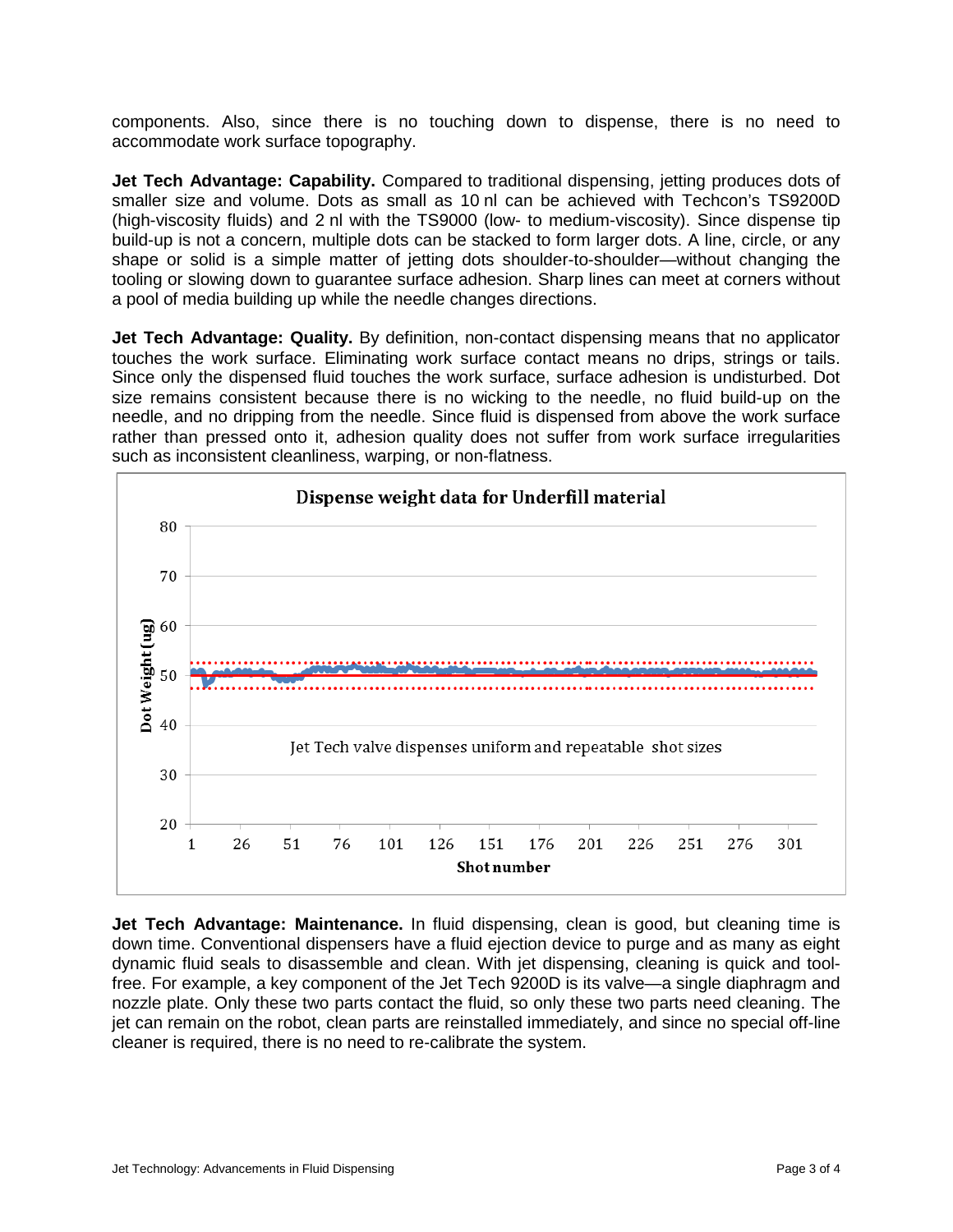components. Also, since there is no touching down to dispense, there is no need to accommodate work surface topography.

**Jet Tech Advantage: Capability.** Compared to traditional dispensing, jetting produces dots of smaller size and volume. Dots as small as 10 nl can be achieved with Techcon's TS9200D (high-viscosity fluids) and 2 nl with the TS9000 (low- to medium-viscosity). Since dispense tip build-up is not a concern, multiple dots can be stacked to form larger dots. A line, circle, or any shape or solid is a simple matter of jetting dots shoulder-to-shoulder—without changing the tooling or slowing down to guarantee surface adhesion. Sharp lines can meet at corners without a pool of media building up while the needle changes directions.

**Jet Tech Advantage: Quality.** By definition, non-contact dispensing means that no applicator touches the work surface. Eliminating work surface contact means no drips, strings or tails. Since only the dispensed fluid touches the work surface, surface adhesion is undisturbed. Dot size remains consistent because there is no wicking to the needle, no fluid build-up on the needle, and no dripping from the needle. Since fluid is dispensed from above the work surface rather than pressed onto it, adhesion quality does not suffer from work surface irregularities such as inconsistent cleanliness, warping, or non-flatness.

Dispense weight data for Underfill material

Jet Tech valve dispenses uniform and repeatable shot sizes

**Jet Tech Advantage: Maintenance.** In fluid dispensing, clean is good, but cleaning time is down time. Conventional dispensers have a fluid ejection device to purge and as many as eight dynamic fluid seals to disassemble and clean. With jet dispensing, cleaning is quick and tool-free. For example, a key component of the Jet Tech 9200D is its valve—a single diaphragm and nozzle plate. Only these two parts contact the fluid, so only these two parts need cleaning. The jet can remain on the robot, clean parts are reinstalled immediately, and since no special off-line cleaner is required, there is no need to re-calibrate the system.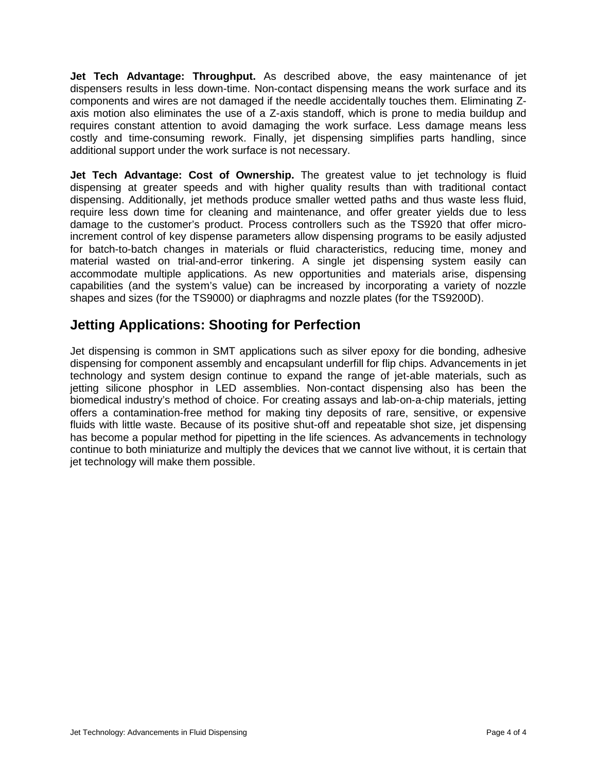**Jet Tech Advantage: Throughput.** As described above, the easy maintenance of jet dispensers results in less down-time. Non-contact dispensing means the work surface and its components and wires are not damaged if the needle accidentally touches them. Eliminating Z-axis motion also eliminates the use of a Z-axis standoff, which is prone to media buildup and requires constant attention to avoid damaging the work surface. Less damage means less costly and time-consuming rework. Finally, jet dispensing simplifies parts handling, since additional support under the work surface is not necessary.

**Jet Tech Advantage: Cost of Ownership.** The greatest value to jet technology is fluid dispensing at greater speeds and with higher quality results than with traditional contact dispensing. Additionally, jet methods produce smaller wetted paths and thus waste less fluid, require less down time for cleaning and maintenance, and offer greater yields due to less damage to the customer's product. Process controllers such as the TS920 that offer micro-increment control of key dispense parameters allow dispensing programs to be easily adjusted for batch-to-batch changes in materials or fluid characteristics, reducing time, money and material wasted on trial-and-error tinkering. A single jet dispensing system easily can accommodate multiple applications. As new opportunities and materials arise, dispensing capabilities (and the system's value) can be increased by incorporating a variety of nozzle shapes and sizes (for the TS9000) or diaphragms and nozzle plates (for the TS9200D).

## Jetting Applications: Shooting for Perfection

Jet dispensing is common in SMT applications such as silver epoxy for die bonding, adhesive dispensing for component assembly and encapsulant underfill for flip chips. Advancements in jet technology and system design continue to expand the range of jet-able materials, such as jetting silicone phosphor in LED assemblies. Non-contact dispensing also has been the biomedical industry's method of choice. For creating assays and lab-on-a-chip materials, jetting offers a contamination-free method for making tiny deposits of rare, sensitive, or expensive fluids with little waste. Because of its positive shut-off and repeatable shot size, jet dispensing has become a popular method for pipetting in the life sciences. As advancements in technology continue to both miniaturize and multiply the devices that we cannot live without, it is certain that jet technology will make them possible.